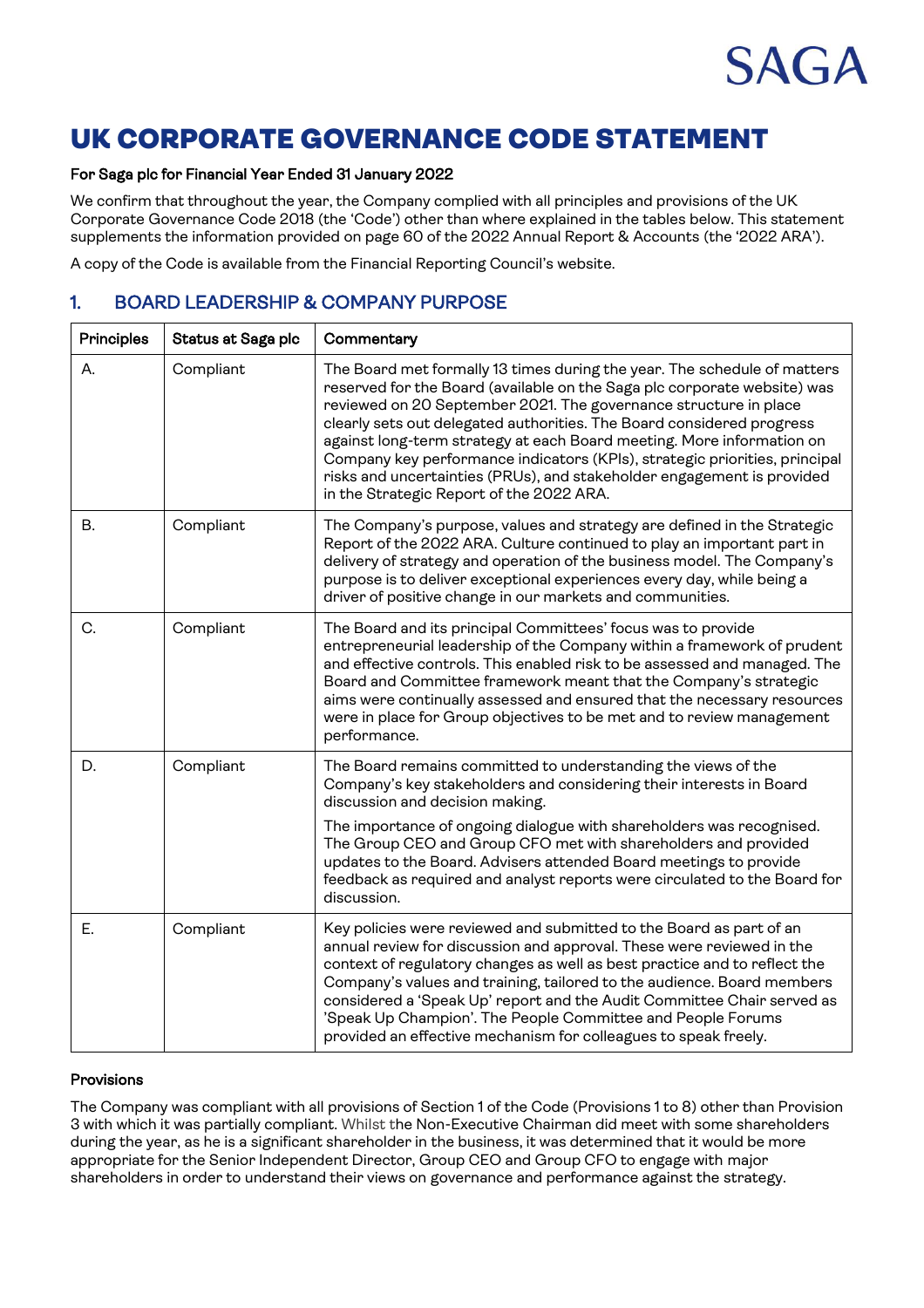SAGA

# UK CORPORATE GOVERNANCE CODE STATEMENT

**For Saga plc for Financial Year Ended 31 January 2022**

We confirm that throughout the year, the Company complied with all principles and provisions of the UK Corporate Governance Code 2018 (the 'Code') other than where explained in the tables below. This statement supplements the information provided on page 60 of the 2022 Annual Report & Accounts (the '2022 ARA').

A copy of the Code is available from the Financial Reporting Council's website.

## 1. BOARD LEADERSHIP & COMPANY PURPOSE

| Principles | Status at Saga plc | Commentary |
|---|---|---|
| A. | Compliant | The Board met formally 13 times during the year. The schedule of matters reserved for the Board (available on the Saga plc corporate website) was reviewed on 20 September 2021. The governance structure in place clearly sets out delegated authorities. The Board considered progress against long-term strategy at each Board meeting. More information on Company key performance indicators (KPIs), strategic priorities, principal risks and uncertainties (PRUs), and stakeholder engagement is provided in the Strategic Report of the 2022 ARA. |
| B. | Compliant | The Company's purpose, values and strategy are defined in the Strategic Report of the 2022 ARA. Culture continued to play an important part in delivery of strategy and operation of the business model. The Company's purpose is to deliver exceptional experiences every day, while being a driver of positive change in our markets and communities. |
| C. | Compliant | The Board and its principal Committees' focus was to provide entrepreneurial leadership of the Company within a framework of prudent and effective controls. This enabled risk to be assessed and managed. The Board and Committee framework meant that the Company's strategic aims were continually assessed and ensured that the necessary resources were in place for Group objectives to be met and to review management performance. |
| D. | Compliant | The Board remains committed to understanding the views of the Company's key stakeholders and considering their interests in Board discussion and decision making.<br><br>The importance of ongoing dialogue with shareholders was recognised. The Group CEO and Group CFO met with shareholders and provided updates to the Board. Advisers attended Board meetings to provide feedback as required and analyst reports were circulated to the Board for discussion. |
| E. | Compliant | Key policies were reviewed and submitted to the Board as part of an annual review for discussion and approval. These were reviewed in the context of regulatory changes as well as best practice and to reflect the Company's values and training, tailored to the audience. Board members considered a 'Speak Up' report and the Audit Committee Chair served as 'Speak Up Champion'. The People Committee and People Forums provided an effective mechanism for colleagues to speak freely. |

**Provisions**

The Company was compliant with all provisions of Section 1 of the Code (Provisions 1 to 8) other than Provision 3 with which it was partially compliant. Whilst the Non-Executive Chairman did meet with some shareholders during the year, as he is a significant shareholder in the business, it was determined that it would be more appropriate for the Senior Independent Director, Group CEO and Group CFO to engage with major shareholders in order to understand their views on governance and performance against the strategy.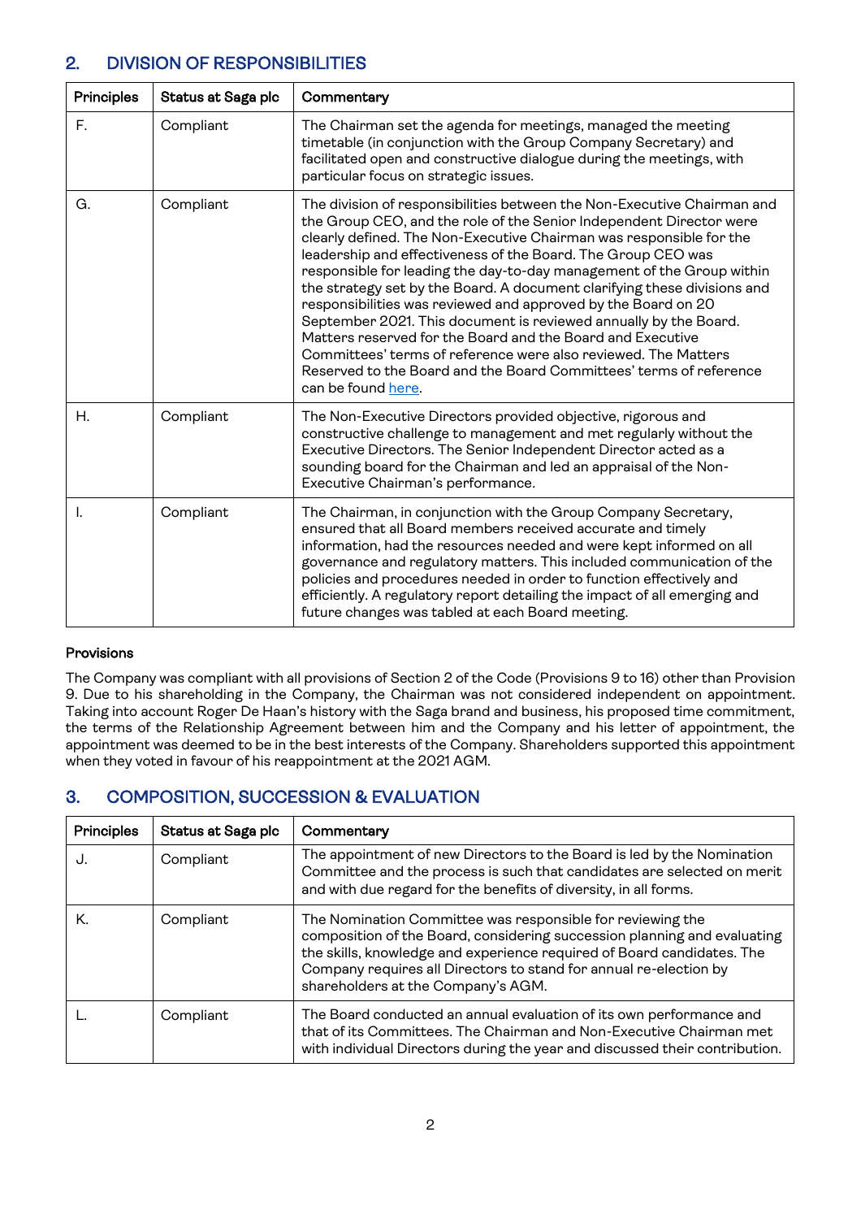## 2. DIVISION OF RESPONSIBILITIES

| Principles | Status at Saga plc | Commentary |
|---|---|---|
| F. | Compliant | The Chairman set the agenda for meetings, managed the meeting timetable (in conjunction with the Group Company Secretary) and facilitated open and constructive dialogue during the meetings, with particular focus on strategic issues. |
| G. | Compliant | The division of responsibilities between the Non-Executive Chairman and the Group CEO, and the role of the Senior Independent Director were clearly defined. The Non-Executive Chairman was responsible for the leadership and effectiveness of the Board. The Group CEO was responsible for leading the day-to-day management of the Group within the strategy set by the Board. A document clarifying these divisions and responsibilities was reviewed and approved by the Board on 20 September 2021. This document is reviewed annually by the Board. Matters reserved for the Board and the Board and Executive Committees' terms of reference were also reviewed. The Matters Reserved to the Board and the Board Committees' terms of reference can be found here. |
| H. | Compliant | The Non-Executive Directors provided objective, rigorous and constructive challenge to management and met regularly without the Executive Directors. The Senior Independent Director acted as a sounding board for the Chairman and led an appraisal of the Non-Executive Chairman's performance. |
| I. | Compliant | The Chairman, in conjunction with the Group Company Secretary, ensured that all Board members received accurate and timely information, had the resources needed and were kept informed on all governance and regulatory matters. This included communication of the policies and procedures needed in order to function effectively and efficiently. A regulatory report detailing the impact of all emerging and future changes was tabled at each Board meeting. |

**Provisions**

The Company was compliant with all provisions of Section 2 of the Code (Provisions 9 to 16) other than Provision 9. Due to his shareholding in the Company, the Chairman was not considered independent on appointment. Taking into account Roger De Haan's history with the Saga brand and business, his proposed time commitment, the terms of the Relationship Agreement between him and the Company and his letter of appointment, the appointment was deemed to be in the best interests of the Company. Shareholders supported this appointment when they voted in favour of his reappointment at the 2021 AGM.

## 3. COMPOSITION, SUCCESSION & EVALUATION

| Principles | Status at Saga plc | Commentary |
|---|---|---|
| J. | Compliant | The appointment of new Directors to the Board is led by the Nomination Committee and the process is such that candidates are selected on merit and with due regard for the benefits of diversity, in all forms. |
| K. | Compliant | The Nomination Committee was responsible for reviewing the composition of the Board, considering succession planning and evaluating the skills, knowledge and experience required of Board candidates. The Company requires all Directors to stand for annual re-election by shareholders at the Company's AGM. |
| L. | Compliant | The Board conducted an annual evaluation of its own performance and that of its Committees. The Chairman and Non-Executive Chairman met with individual Directors during the year and discussed their contribution. |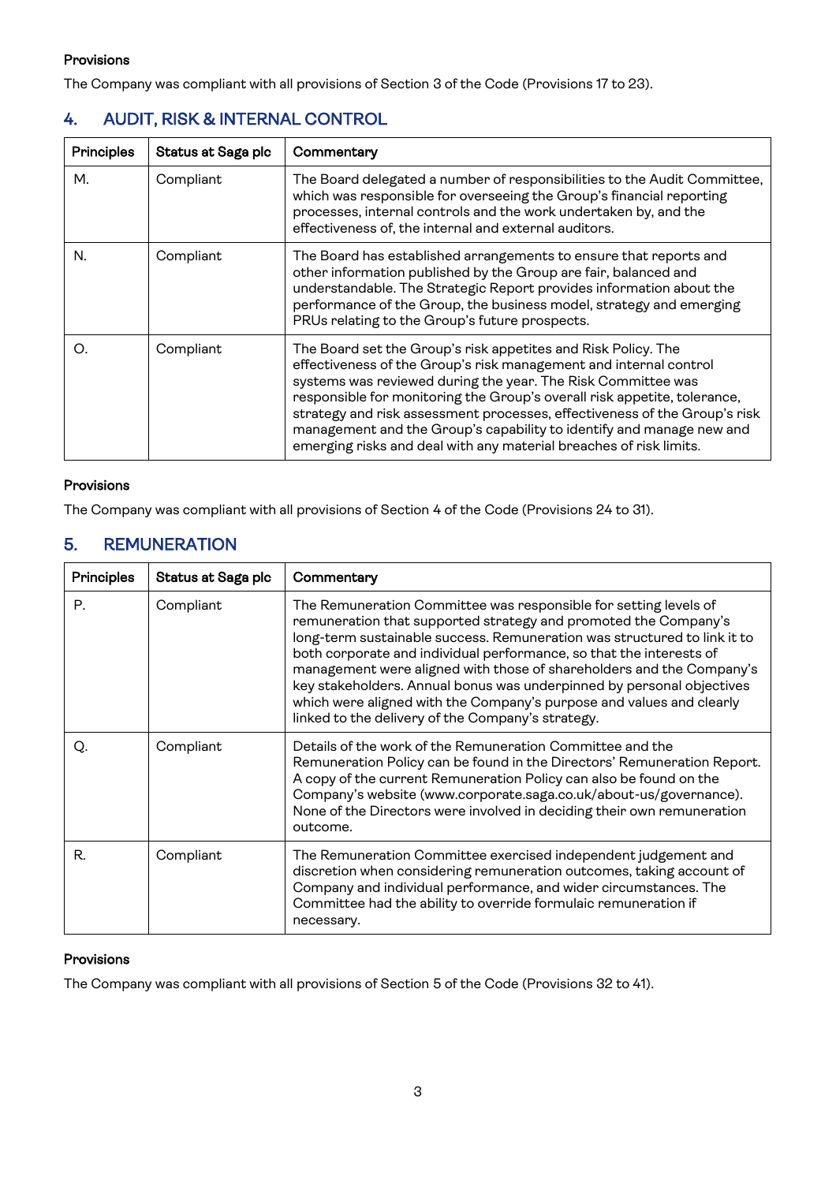**Provisions**

The Company was compliant with all provisions of Section 3 of the Code (Provisions 17 to 23).

## 4. AUDIT, RISK & INTERNAL CONTROL

| Principles | Status at Saga plc | Commentary |
|---|---|---|
| M. | Compliant | The Board delegated a number of responsibilities to the Audit Committee, which was responsible for overseeing the Group's financial reporting processes, internal controls and the work undertaken by, and the effectiveness of, the internal and external auditors. |
| N. | Compliant | The Board has established arrangements to ensure that reports and other information published by the Group are fair, balanced and understandable. The Strategic Report provides information about the performance of the Group, the business model, strategy and emerging PRUs relating to the Group's future prospects. |
| O. | Compliant | The Board set the Group's risk appetites and Risk Policy. The effectiveness of the Group's risk management and internal control systems was reviewed during the year. The Risk Committee was responsible for monitoring the Group's overall risk appetite, tolerance, strategy and risk assessment processes, effectiveness of the Group's risk management and the Group's capability to identify and manage new and emerging risks and deal with any material breaches of risk limits. |

**Provisions**

The Company was compliant with all provisions of Section 4 of the Code (Provisions 24 to 31).

## 5. REMUNERATION

| Principles | Status at Saga plc | Commentary |
|---|---|---|
| P. | Compliant | The Remuneration Committee was responsible for setting levels of remuneration that supported strategy and promoted the Company's long-term sustainable success. Remuneration was structured to link it to both corporate and individual performance, so that the interests of management were aligned with those of shareholders and the Company's key stakeholders. Annual bonus was underpinned by personal objectives which were aligned with the Company's purpose and values and clearly linked to the delivery of the Company's strategy. |
| Q. | Compliant | Details of the work of the Remuneration Committee and the Remuneration Policy can be found in the Directors' Remuneration Report. A copy of the current Remuneration Policy can also be found on the Company's website (www.corporate.saga.co.uk/about-us/governance). None of the Directors were involved in deciding their own remuneration outcome. |
| R. | Compliant | The Remuneration Committee exercised independent judgement and discretion when considering remuneration outcomes, taking account of Company and individual performance, and wider circumstances. The Committee had the ability to override formulaic remuneration if necessary. |

**Provisions**

The Company was compliant with all provisions of Section 5 of the Code (Provisions 32 to 41).